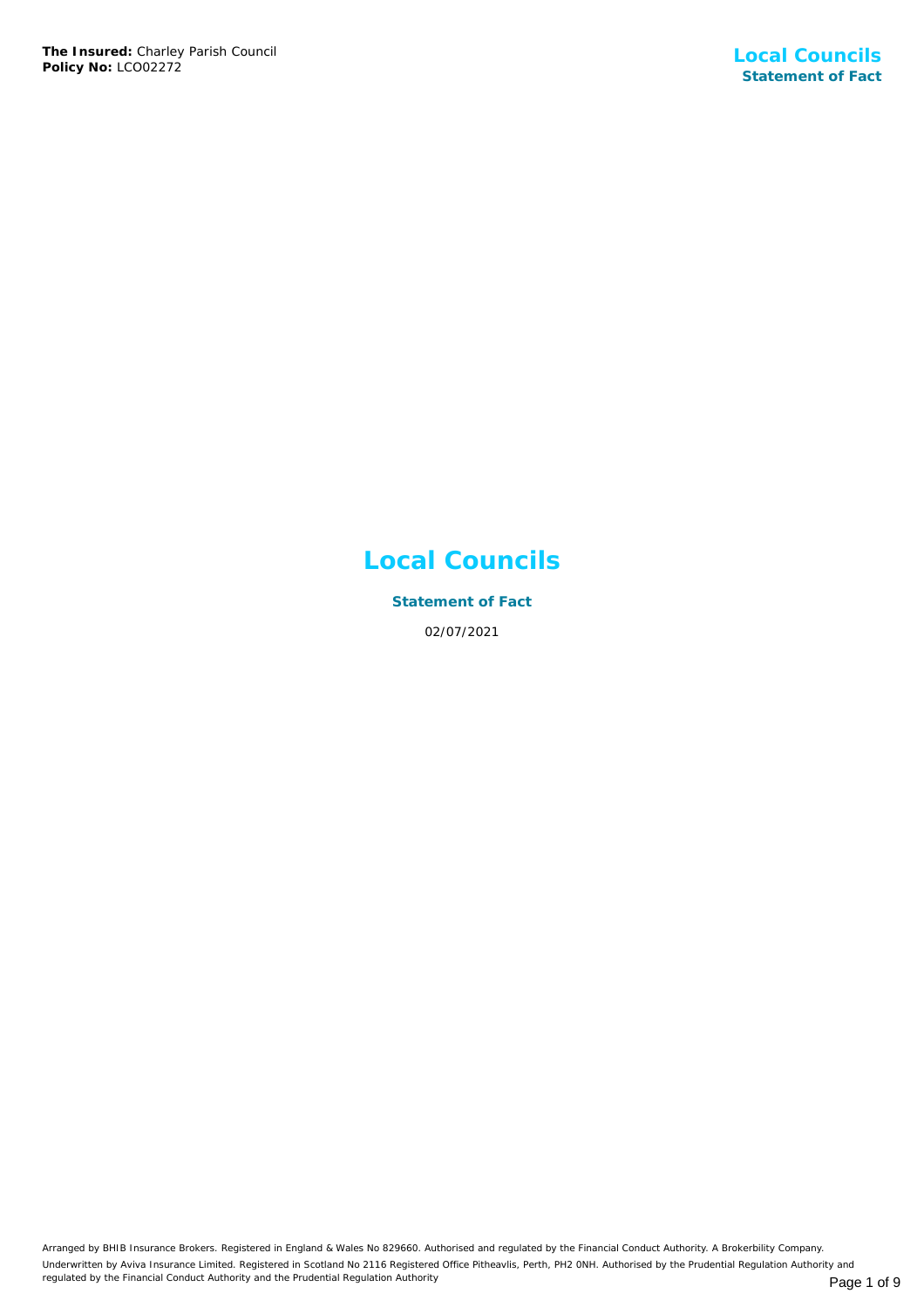**The Insured:** Charley Parish Council
**Policy No:** LCO02272

# Local Councils

## Statement of Fact

02/07/2021

Arranged by BHIB Insurance Brokers. Registered in England & Wales No 829660. Authorised and regulated by the Financial Conduct Authority. A Brokerbility Company.
Underwritten by Aviva Insurance Limited. Registered in Scotland No 2116 Registered Office Pitheavlis, Perth, PH2 0NH. Authorised by the Prudential Regulation Authority and regulated by the Financial Conduct Authority and the Prudential Regulation Authority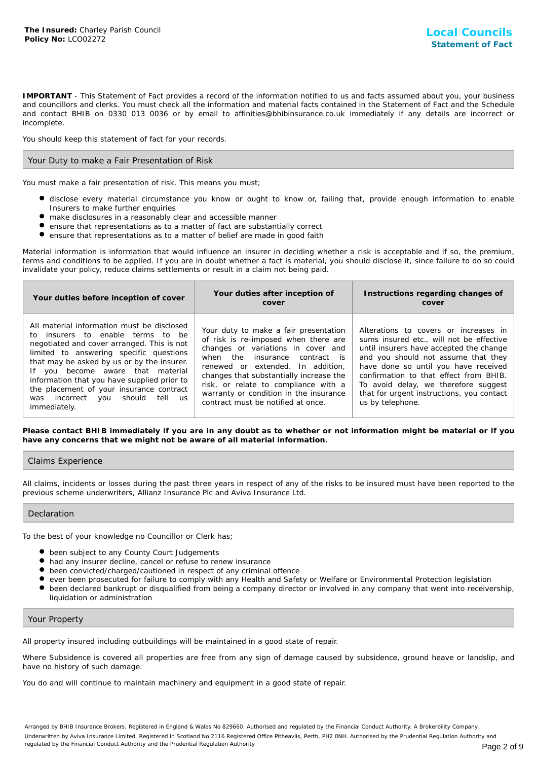**The Insured:** Charley Parish Council
**Policy No:** LCO02272

# Local Councils
## Statement of Fact

**IMPORTANT** - This Statement of Fact provides a record of the information notified to us and facts assumed about you, your business and councillors and clerks. You must check all the information and material facts contained in the Statement of Fact and the Schedule and contact BHIB on 0330 013 0036 or by email to affinities@bhibinsurance.co.uk immediately if any details are incorrect or incomplete.

You should keep this statement of fact for your records.

## Your Duty to make a Fair Presentation of Risk

You must make a fair presentation of risk. This means you must;

- disclose every material circumstance you know or ought to know or, failing that, provide enough information to enable Insurers to make further enquiries
- make disclosures in a reasonably clear and accessible manner
- ensure that representations as to a matter of fact are substantially correct
- ensure that representations as to a matter of belief are made in good faith

Material information is information that would influence an insurer in deciding whether a risk is acceptable and if so, the premium, terms and conditions to be applied. If you are in doubt whether a fact is material, you should disclose it, since failure to do so could invalidate your policy, reduce claims settlements or result in a claim not being paid.

| Your duties before inception of cover | Your duties after inception of cover | Instructions regarding changes of cover |
|---|---|---|
| All material information must be disclosed to insurers to enable terms to be negotiated and cover arranged. This is not limited to answering specific questions that may be asked by us or by the insurer. If you become aware that material information that you have supplied prior to the placement of your insurance contract was incorrect you should tell us immediately. | Your duty to make a fair presentation of risk is re-imposed when there are changes or variations in cover and when the insurance contract is renewed or extended. In addition, changes that substantially increase the risk, or relate to compliance with a warranty or condition in the insurance contract must be notified at once. | Alterations to covers or increases in sums insured etc., will not be effective until insurers have accepted the change and you should not assume that they have done so until you have received confirmation to that effect from BHIB. To avoid delay, we therefore suggest that for urgent instructions, you contact us by telephone. |

**Please contact BHIB immediately if you are in any doubt as to whether or not information might be material or if you have any concerns that we might not be aware of all material information.**

## Claims Experience

All claims, incidents or losses during the past three years in respect of any of the risks to be insured must have been reported to the previous scheme underwriters, Allianz Insurance Plc and Aviva Insurance Ltd.

## Declaration

To the best of your knowledge no Councillor or Clerk has;

- been subject to any County Court Judgements
- had any insurer decline, cancel or refuse to renew insurance
- been convicted/charged/cautioned in respect of any criminal offence
- ever been prosecuted for failure to comply with any Health and Safety or Welfare or Environmental Protection legislation
- been declared bankrupt or disqualified from being a company director or involved in any company that went into receivership, liquidation or administration

## Your Property

All property insured including outbuildings will be maintained in a good state of repair.

Where Subsidence is covered all properties are free from any sign of damage caused by subsidence, ground heave or landslip, and have no history of such damage.

You do and will continue to maintain machinery and equipment in a good state of repair.

Arranged by BHIB Insurance Brokers. Registered in England & Wales No 829660. Authorised and regulated by the Financial Conduct Authority. A Brokerbility Company.
Underwritten by Aviva Insurance Limited. Registered in Scotland No 2116 Registered Office Pitheavlis, Perth, PH2 0NH. Authorised by the Prudential Regulation Authority and regulated by the Financial Conduct Authority and the Prudential Regulation Authority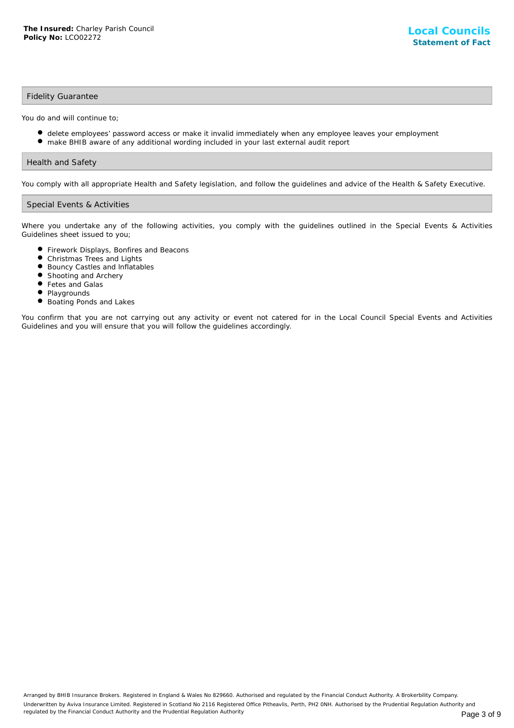## Fidelity Guarantee

You do and will continue to;

- delete employees' password access or make it invalid immediately when any employee leaves your employment
- make BHIB aware of any additional wording included in your last external audit report

## Health and Safety

You comply with all appropriate Health and Safety legislation, and follow the guidelines and advice of the Health & Safety Executive.

## Special Events & Activities

Where you undertake any of the following activities, you comply with the guidelines outlined in the Special Events & Activities Guidelines sheet issued to you;

- Firework Displays, Bonfires and Beacons
- Christmas Trees and Lights
- Bouncy Castles and Inflatables
- Shooting and Archery
- Fetes and Galas
- Playgrounds
- Boating Ponds and Lakes

You confirm that you are not carrying out any activity or event not catered for in the Local Council Special Events and Activities Guidelines and you will ensure that you will follow the guidelines accordingly.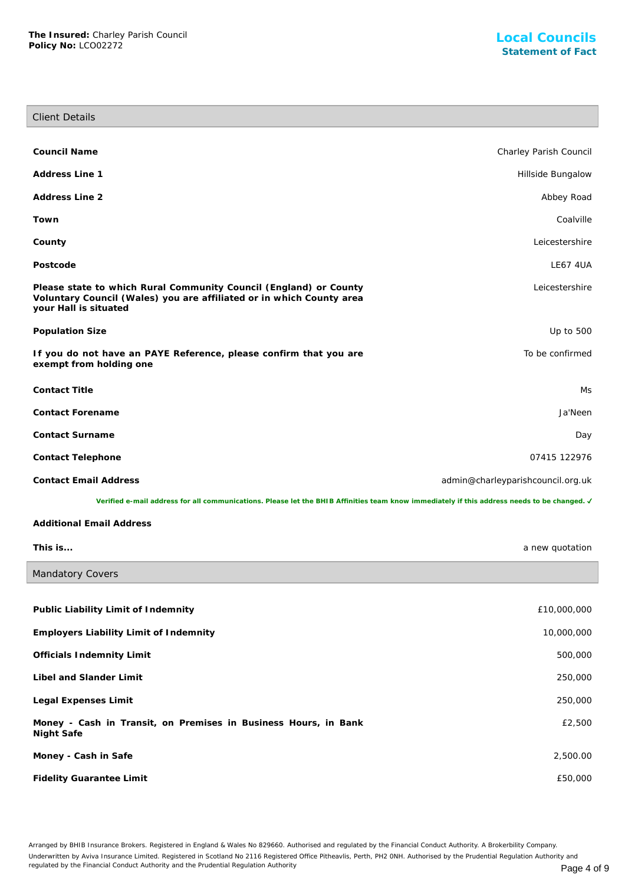**The Insured:** Charley Parish Council
**Policy No:** LCO02272

## Local Councils
### Statement of Fact

## Client Details

| | |
|---|---|
| **Council Name** | Charley Parish Council |
| **Address Line 1** | Hillside Bungalow |
| **Address Line 2** | Abbey Road |
| **Town** | Coalville |
| **County** | Leicestershire |
| **Postcode** | LE67 4UA |
| **Please state to which Rural Community Council (England) or County Voluntary Council (Wales) you are affiliated or in which County area your Hall is situated** | Leicestershire |
| **Population Size** | Up to 500 |
| **If you do not have an PAYE Reference, please confirm that you are exempt from holding one** | To be confirmed |
| **Contact Title** | Ms |
| **Contact Forename** | Ja'Neen |
| **Contact Surname** | Day |
| **Contact Telephone** | 07415 122976 |
| **Contact Email Address** | admin@charleyparishcouncil.org.uk |

**Verified e-mail address for all communications. Please let the BHIB Affinities team know immediately if this address needs to be changed. ✓**

| | |
|---|---|
| **Additional Email Address** | |
| **This is...** | a new quotation |

## Mandatory Covers

| | |
|---|---|
| **Public Liability Limit of Indemnity** | £10,000,000 |
| **Employers Liability Limit of Indemnity** | 10,000,000 |
| **Officials Indemnity Limit** | 500,000 |
| **Libel and Slander Limit** | 250,000 |
| **Legal Expenses Limit** | 250,000 |
| **Money - Cash in Transit, on Premises in Business Hours, in Bank Night Safe** | £2,500 |
| **Money - Cash in Safe** | 2,500.00 |
| **Fidelity Guarantee Limit** | £50,000 |

Arranged by BHIB Insurance Brokers. Registered in England & Wales No 829660. Authorised and regulated by the Financial Conduct Authority. A Brokerbility Company.
Underwritten by Aviva Insurance Limited. Registered in Scotland No 2116 Registered Office Pitheavlis, Perth, PH2 0NH. Authorised by the Prudential Regulation Authority and regulated by the Financial Conduct Authority and the Prudential Regulation Authority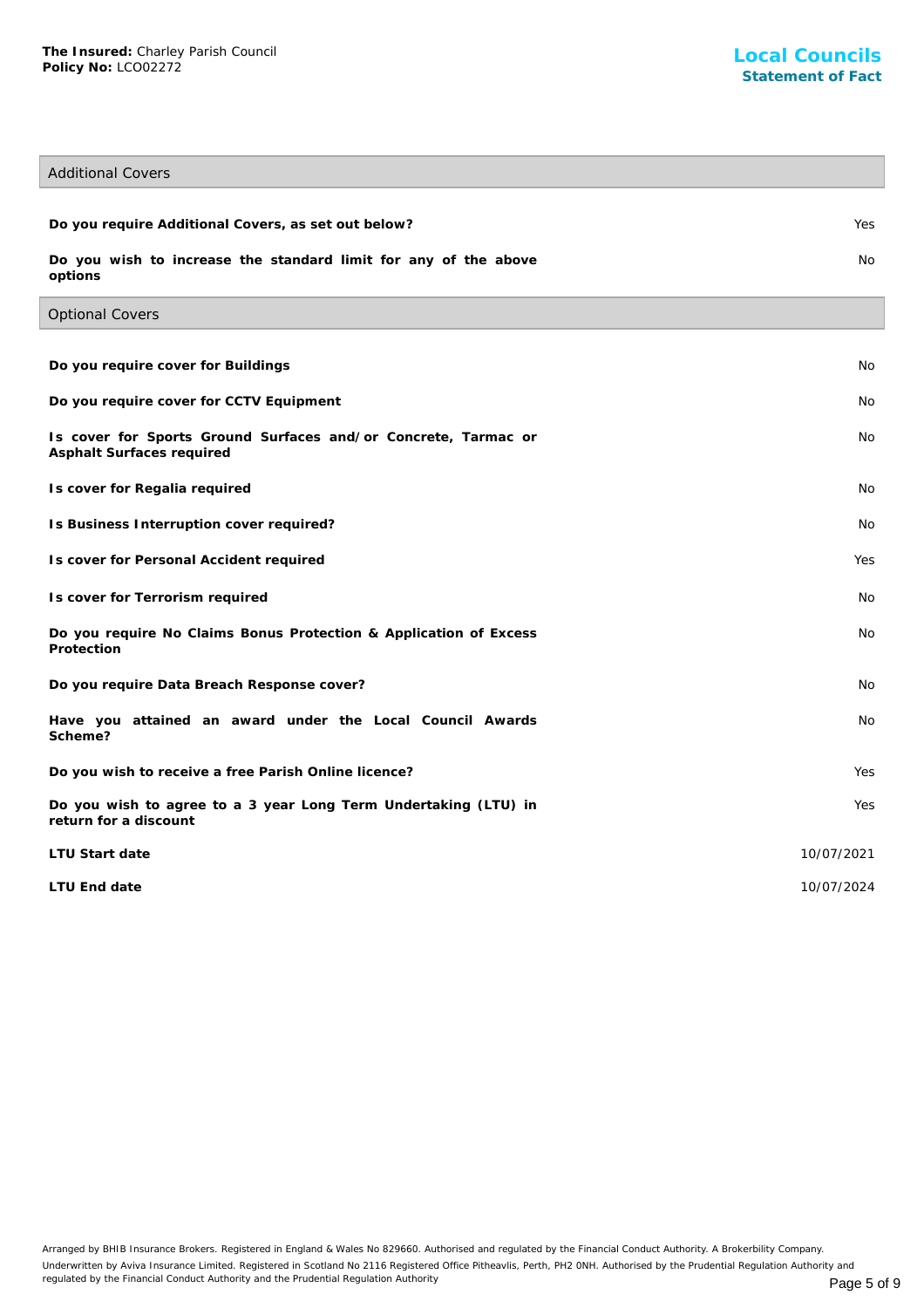## Additional Covers

| | |
|---|---|
| **Do you require Additional Covers, as set out below?** | Yes |
| **Do you wish to increase the standard limit for any of the above options** | No |

## Optional Covers

| | |
|---|---|
| **Do you require cover for Buildings** | No |
| **Do you require cover for CCTV Equipment** | No |
| **Is cover for Sports Ground Surfaces and/or Concrete, Tarmac or Asphalt Surfaces required** | No |
| **Is cover for Regalia required** | No |
| **Is Business Interruption cover required?** | No |
| **Is cover for Personal Accident required** | Yes |
| **Is cover for Terrorism required** | No |
| **Do you require No Claims Bonus Protection & Application of Excess Protection** | No |
| **Do you require Data Breach Response cover?** | No |
| **Have you attained an award under the Local Council Awards Scheme?** | No |
| **Do you wish to receive a free Parish Online licence?** | Yes |
| **Do you wish to agree to a 3 year Long Term Undertaking (LTU) in return for a discount** | Yes |
| **LTU Start date** | 10/07/2021 |
| **LTU End date** | 10/07/2024 |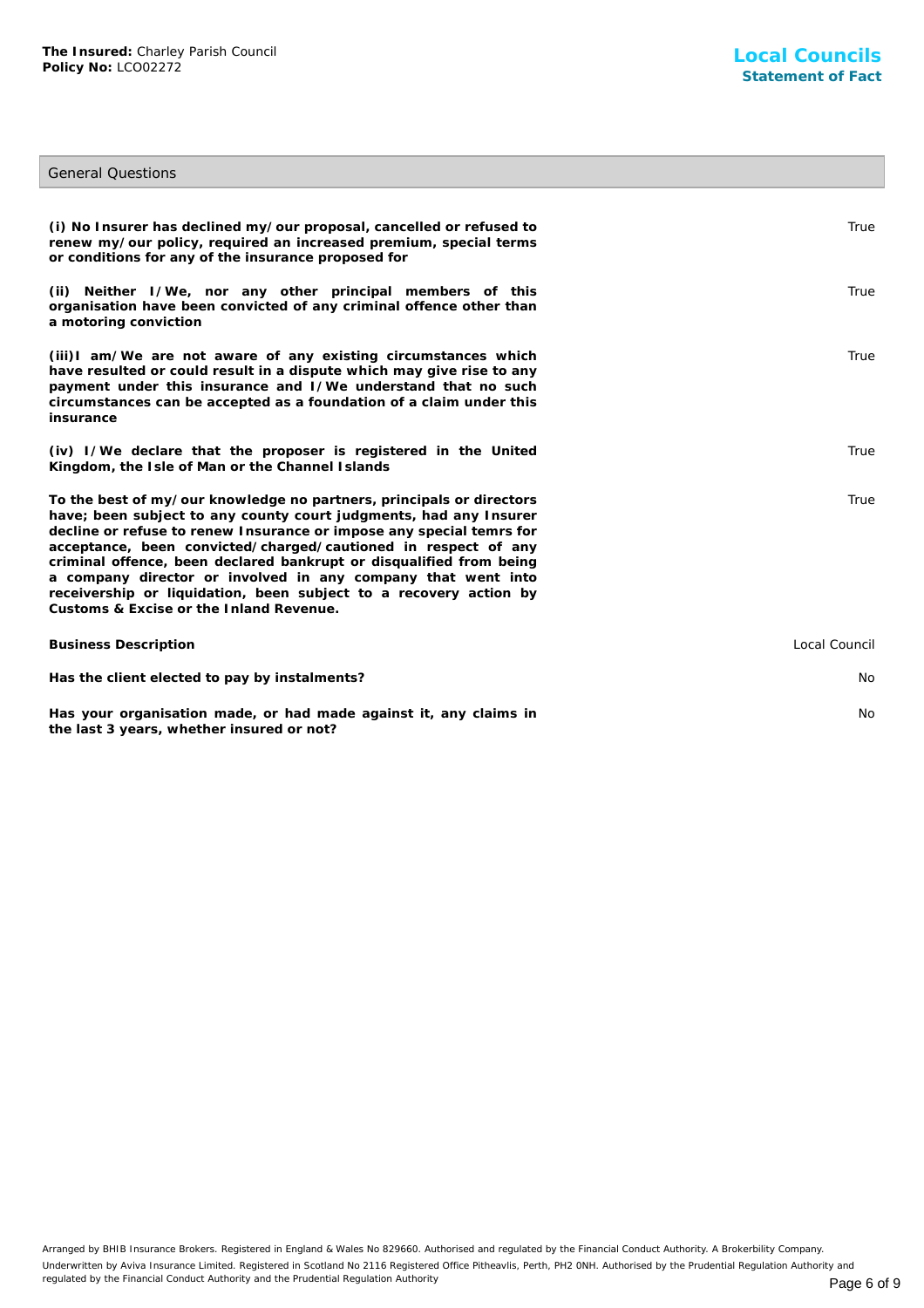**The Insured:** Charley Parish Council
**Policy No:** LCO02272

**Local Councils**
**Statement of Fact**

## General Questions

| Question | Answer |
|---|---|
| **(i) No Insurer has declined my/our proposal, cancelled or refused to renew my/our policy, required an increased premium, special terms or conditions for any of the insurance proposed for** | True |
| **(ii) Neither I/We, nor any other principal members of this organisation have been convicted of any criminal offence other than a motoring conviction** | True |
| **(iii)I am/We are not aware of any existing circumstances which have resulted or could result in a dispute which may give rise to any payment under this insurance and I/We understand that no such circumstances can be accepted as a foundation of a claim under this insurance** | True |
| **(iv) I/We declare that the proposer is registered in the United Kingdom, the Isle of Man or the Channel Islands** | True |
| **To the best of my/our knowledge no partners, principals or directors have; been subject to any county court judgments, had any Insurer decline or refuse to renew Insurance or impose any special temrs for acceptance, been convicted/charged/cautioned in respect of any criminal offence, been declared bankrupt or disqualified from being a company director or involved in any company that went into receivership or liquidation, been subject to a recovery action by Customs & Excise or the Inland Revenue.** | True |
| **Business Description** | Local Council |
| **Has the client elected to pay by instalments?** | No |
| **Has your organisation made, or had made against it, any claims in the last 3 years, whether insured or not?** | No |

Arranged by BHIB Insurance Brokers. Registered in England & Wales No 829660. Authorised and regulated by the Financial Conduct Authority. A Brokerbility Company.
Underwritten by Aviva Insurance Limited. Registered in Scotland No 2116 Registered Office Pitheavlis, Perth, PH2 0NH. Authorised by the Prudential Regulation Authority and regulated by the Financial Conduct Authority and the Prudential Regulation Authority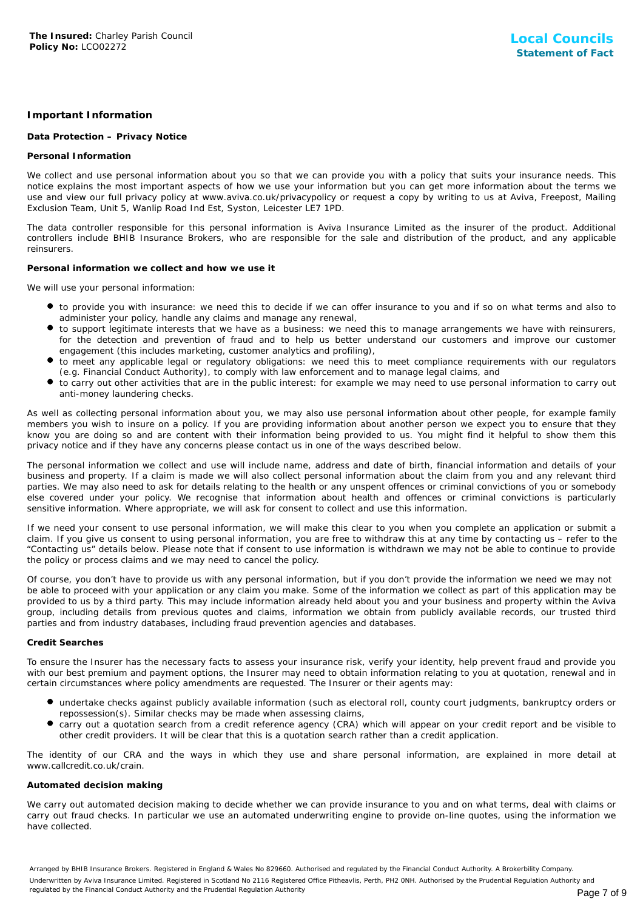## Important Information

### Data Protection – Privacy Notice

#### Personal Information

We collect and use personal information about you so that we can provide you with a policy that suits your insurance needs. This notice explains the most important aspects of how we use your information but you can get more information about the terms we use and view our full privacy policy at www.aviva.co.uk/privacypolicy or request a copy by writing to us at Aviva, Freepost, Mailing Exclusion Team, Unit 5, Wanlip Road Ind Est, Syston, Leicester LE7 1PD.

The data controller responsible for this personal information is Aviva Insurance Limited as the insurer of the product. Additional controllers include BHIB Insurance Brokers, who are responsible for the sale and distribution of the product, and any applicable reinsurers.

#### Personal information we collect and how we use it

We will use your personal information:

- to provide you with insurance: we need this to decide if we can offer insurance to you and if so on what terms and also to administer your policy, handle any claims and manage any renewal,
- to support legitimate interests that we have as a business: we need this to manage arrangements we have with reinsurers, for the detection and prevention of fraud and to help us better understand our customers and improve our customer engagement (this includes marketing, customer analytics and profiling),
- to meet any applicable legal or regulatory obligations: we need this to meet compliance requirements with our regulators (e.g. Financial Conduct Authority), to comply with law enforcement and to manage legal claims, and
- to carry out other activities that are in the public interest: for example we may need to use personal information to carry out anti-money laundering checks.

As well as collecting personal information about you, we may also use personal information about other people, for example family members you wish to insure on a policy. If you are providing information about another person we expect you to ensure that they know you are doing so and are content with their information being provided to us. You might find it helpful to show them this privacy notice and if they have any concerns please contact us in one of the ways described below.

The personal information we collect and use will include name, address and date of birth, financial information and details of your business and property. If a claim is made we will also collect personal information about the claim from you and any relevant third parties. We may also need to ask for details relating to the health or any unspent offences or criminal convictions of you or somebody else covered under your policy. We recognise that information about health and offences or criminal convictions is particularly sensitive information. Where appropriate, we will ask for consent to collect and use this information.

If we need your consent to use personal information, we will make this clear to you when you complete an application or submit a claim. If you give us consent to using personal information, you are free to withdraw this at any time by contacting us – refer to the "Contacting us" details below. Please note that if consent to use information is withdrawn we may not be able to continue to provide the policy or process claims and we may need to cancel the policy.

Of course, you don't have to provide us with any personal information, but if you don't provide the information we need we may not be able to proceed with your application or any claim you make. Some of the information we collect as part of this application may be provided to us by a third party. This may include information already held about you and your business and property within the Aviva group, including details from previous quotes and claims, information we obtain from publicly available records, our trusted third parties and from industry databases, including fraud prevention agencies and databases.

#### Credit Searches

To ensure the Insurer has the necessary facts to assess your insurance risk, verify your identity, help prevent fraud and provide you with our best premium and payment options, the Insurer may need to obtain information relating to you at quotation, renewal and in certain circumstances where policy amendments are requested. The Insurer or their agents may:

- undertake checks against publicly available information (such as electoral roll, county court judgments, bankruptcy orders or repossession(s). Similar checks may be made when assessing claims,
- carry out a quotation search from a credit reference agency (CRA) which will appear on your credit report and be visible to other credit providers. It will be clear that this is a quotation search rather than a credit application.

The identity of our CRA and the ways in which they use and share personal information, are explained in more detail at www.callcredit.co.uk/crain.

#### Automated decision making

We carry out automated decision making to decide whether we can provide insurance to you and on what terms, deal with claims or carry out fraud checks. In particular we use an automated underwriting engine to provide on-line quotes, using the information we have collected.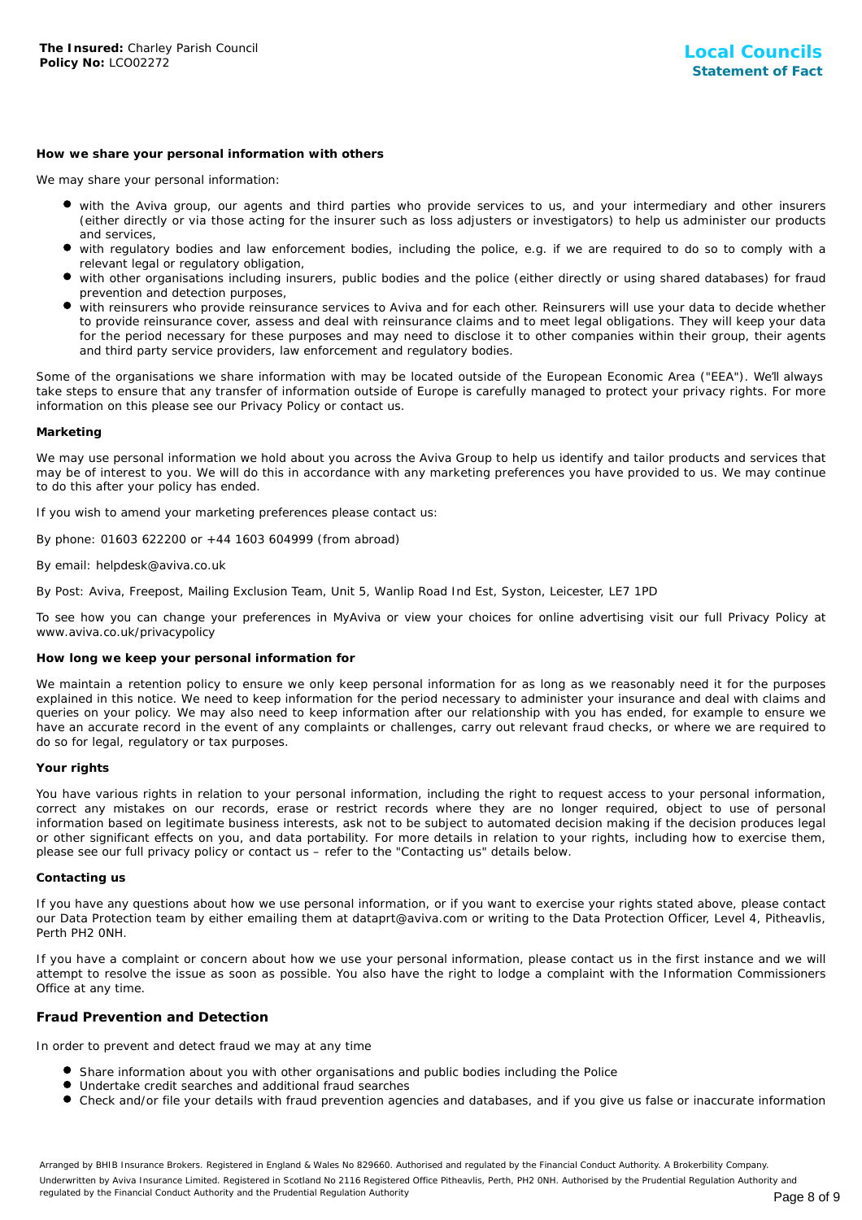#### How we share your personal information with others

We may share your personal information:

- with the Aviva group, our agents and third parties who provide services to us, and your intermediary and other insurers (either directly or via those acting for the insurer such as loss adjusters or investigators) to help us administer our products and services,
- with regulatory bodies and law enforcement bodies, including the police, e.g. if we are required to do so to comply with a relevant legal or regulatory obligation,
- with other organisations including insurers, public bodies and the police (either directly or using shared databases) for fraud prevention and detection purposes,
- with reinsurers who provide reinsurance services to Aviva and for each other. Reinsurers will use your data to decide whether to provide reinsurance cover, assess and deal with reinsurance claims and to meet legal obligations. They will keep your data for the period necessary for these purposes and may need to disclose it to other companies within their group, their agents and third party service providers, law enforcement and regulatory bodies.

Some of the organisations we share information with may be located outside of the European Economic Area ("EEA"). We'll always take steps to ensure that any transfer of information outside of Europe is carefully managed to protect your privacy rights. For more information on this please see our Privacy Policy or contact us.

#### Marketing

We may use personal information we hold about you across the Aviva Group to help us identify and tailor products and services that may be of interest to you. We will do this in accordance with any marketing preferences you have provided to us. We may continue to do this after your policy has ended.

If you wish to amend your marketing preferences please contact us:

By phone: 01603 622200 or +44 1603 604999 (from abroad)

By email: helpdesk@aviva.co.uk

By Post: Aviva, Freepost, Mailing Exclusion Team, Unit 5, Wanlip Road Ind Est, Syston, Leicester, LE7 1PD

To see how you can change your preferences in MyAviva or view your choices for online advertising visit our full Privacy Policy at www.aviva.co.uk/privacypolicy

#### How long we keep your personal information for

We maintain a retention policy to ensure we only keep personal information for as long as we reasonably need it for the purposes explained in this notice. We need to keep information for the period necessary to administer your insurance and deal with claims and queries on your policy. We may also need to keep information after our relationship with you has ended, for example to ensure we have an accurate record in the event of any complaints or challenges, carry out relevant fraud checks, or where we are required to do so for legal, regulatory or tax purposes.

#### Your rights

You have various rights in relation to your personal information, including the right to request access to your personal information, correct any mistakes on our records, erase or restrict records where they are no longer required, object to use of personal information based on legitimate business interests, ask not to be subject to automated decision making if the decision produces legal or other significant effects on you, and data portability. For more details in relation to your rights, including how to exercise them, please see our full privacy policy or contact us – refer to the "Contacting us" details below.

#### Contacting us

If you have any questions about how we use personal information, or if you want to exercise your rights stated above, please contact our Data Protection team by either emailing them at dataprt@aviva.com or writing to the Data Protection Officer, Level 4, Pitheavlis, Perth PH2 0NH.

If you have a complaint or concern about how we use your personal information, please contact us in the first instance and we will attempt to resolve the issue as soon as possible. You also have the right to lodge a complaint with the Information Commissioners Office at any time.

### Fraud Prevention and Detection

In order to prevent and detect fraud we may at any time

- Share information about you with other organisations and public bodies including the Police
- Undertake credit searches and additional fraud searches
- Check and/or file your details with fraud prevention agencies and databases, and if you give us false or inaccurate information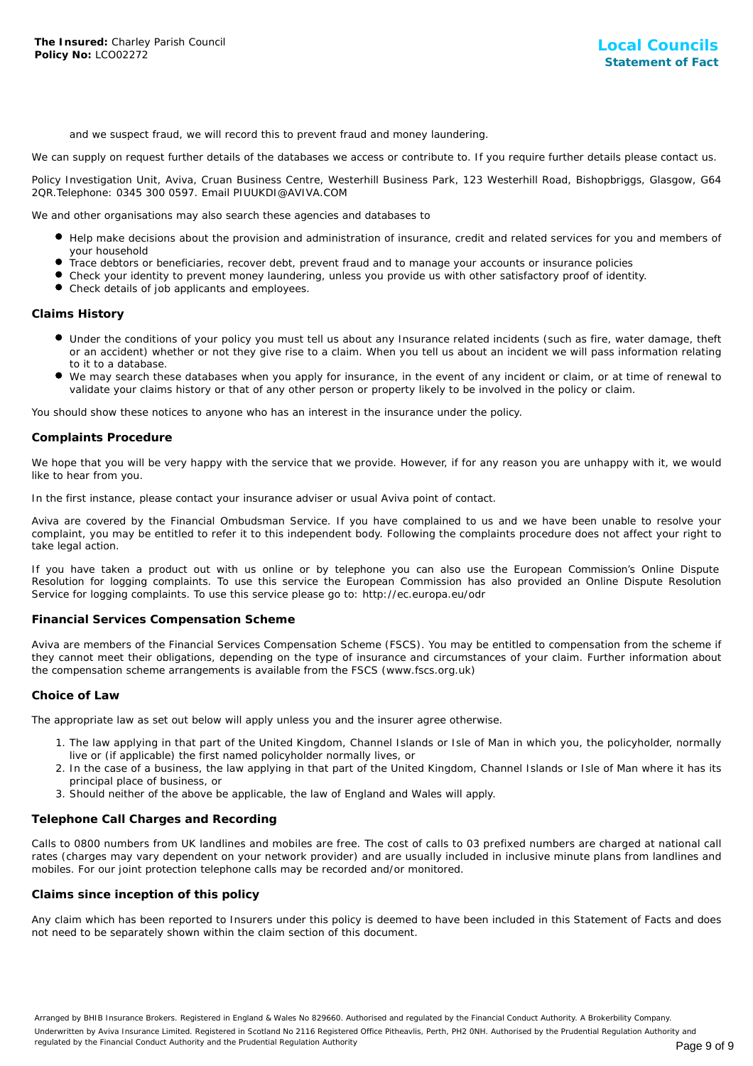and we suspect fraud, we will record this to prevent fraud and money laundering.

We can supply on request further details of the databases we access or contribute to. If you require further details please contact us.

Policy Investigation Unit, Aviva, Cruan Business Centre, Westerhill Business Park, 123 Westerhill Road, Bishopbriggs, Glasgow, G64 2QR.Telephone: 0345 300 0597. Email PIUUKDI@AVIVA.COM

We and other organisations may also search these agencies and databases to

- Help make decisions about the provision and administration of insurance, credit and related services for you and members of your household
- Trace debtors or beneficiaries, recover debt, prevent fraud and to manage your accounts or insurance policies
- Check your identity to prevent money laundering, unless you provide us with other satisfactory proof of identity.
- Check details of job applicants and employees.

### Claims History

- Under the conditions of your policy you must tell us about any Insurance related incidents (such as fire, water damage, theft or an accident) whether or not they give rise to a claim. When you tell us about an incident we will pass information relating to it to a database.
- We may search these databases when you apply for insurance, in the event of any incident or claim, or at time of renewal to validate your claims history or that of any other person or property likely to be involved in the policy or claim.

You should show these notices to anyone who has an interest in the insurance under the policy.

### Complaints Procedure

We hope that you will be very happy with the service that we provide. However, if for any reason you are unhappy with it, we would like to hear from you.

In the first instance, please contact your insurance adviser or usual Aviva point of contact.

Aviva are covered by the Financial Ombudsman Service. If you have complained to us and we have been unable to resolve your complaint, you may be entitled to refer it to this independent body. Following the complaints procedure does not affect your right to take legal action.

If you have taken a product out with us online or by telephone you can also use the European Commission's Online Dispute Resolution for logging complaints. To use this service the European Commission has also provided an Online Dispute Resolution Service for logging complaints. To use this service please go to: http://ec.europa.eu/odr

### Financial Services Compensation Scheme

Aviva are members of the Financial Services Compensation Scheme (FSCS). You may be entitled to compensation from the scheme if they cannot meet their obligations, depending on the type of insurance and circumstances of your claim. Further information about the compensation scheme arrangements is available from the FSCS (www.fscs.org.uk)

### Choice of Law

The appropriate law as set out below will apply unless you and the insurer agree otherwise.

1. The law applying in that part of the United Kingdom, Channel Islands or Isle of Man in which you, the policyholder, normally live or (if applicable) the first named policyholder normally lives, or
2. In the case of a business, the law applying in that part of the United Kingdom, Channel Islands or Isle of Man where it has its principal place of business, or
3. Should neither of the above be applicable, the law of England and Wales will apply.

### Telephone Call Charges and Recording

Calls to 0800 numbers from UK landlines and mobiles are free. The cost of calls to 03 prefixed numbers are charged at national call rates (charges may vary dependent on your network provider) and are usually included in inclusive minute plans from landlines and mobiles. For our joint protection telephone calls may be recorded and/or monitored.

### Claims since inception of this policy

Any claim which has been reported to Insurers under this policy is deemed to have been included in this Statement of Facts and does not need to be separately shown within the claim section of this document.